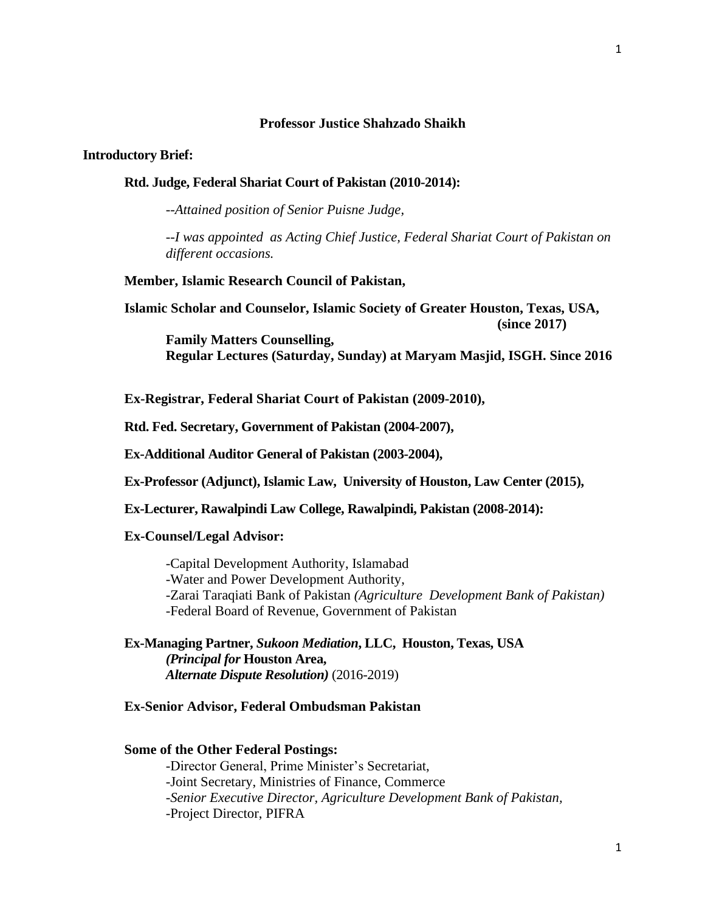# Professor Justice Shahzado Shaikh

**Introductory Brief:**

**Rtd. Judge, Federal Shariat Court of Pakistan (2010-2014):**

*--Attained position of Senior Puisne Judge,*

*--I was appointed as Acting Chief Justice, Federal Shariat Court of Pakistan on different occasions.*

**Member, Islamic Research Council of Pakistan,**

**Islamic Scholar and Counselor, Islamic Society of Greater Houston, Texas, USA, (since 2017)**

**Family Matters Counselling,**
**Regular Lectures (Saturday, Sunday) at Maryam Masjid, ISGH. Since 2016**

**Ex-Registrar, Federal Shariat Court of Pakistan (2009-2010),**

**Rtd. Fed. Secretary, Government of Pakistan (2004-2007),**

**Ex-Additional Auditor General of Pakistan (2003-2004),**

**Ex-Professor (Adjunct), Islamic Law, University of Houston, Law Center (2015),**

**Ex-Lecturer, Rawalpindi Law College, Rawalpindi, Pakistan (2008-2014):**

**Ex-Counsel/Legal Advisor:**

-Capital Development Authority, Islamabad
-Water and Power Development Authority,
-Zarai Taraqiati Bank of Pakistan *(Agriculture Development Bank of Pakistan)*
-Federal Board of Revenue, Government of Pakistan

**Ex-Managing Partner, *Sukoon Mediation*, LLC, Houston, Texas, USA**
***(Principal for* Houston Area,**
***Alternate Dispute Resolution)*** (2016-2019)

**Ex-Senior Advisor, Federal Ombudsman Pakistan**

**Some of the Other Federal Postings:**

-Director General, Prime Minister's Secretariat,
-Joint Secretary, Ministries of Finance, Commerce
-*Senior Executive Director, Agriculture Development Bank of Pakistan,*
-Project Director, PIFRA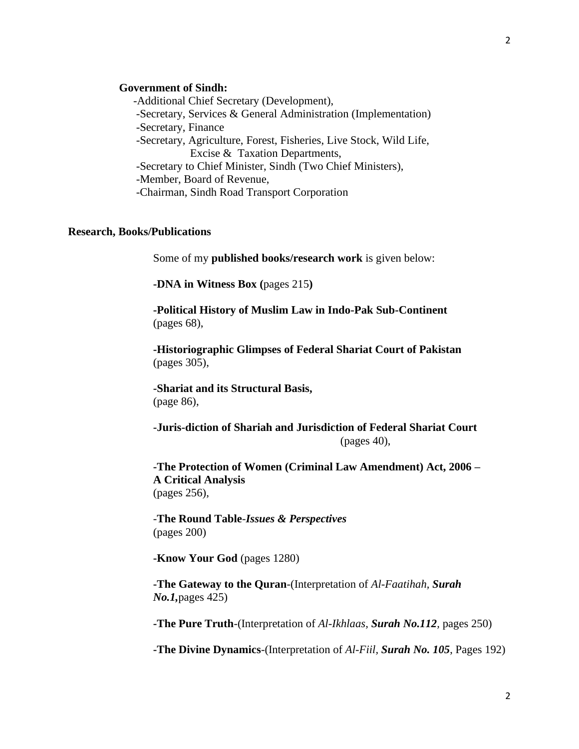**Government of Sindh:**

-Additional Chief Secretary (Development),
-Secretary, Services & General Administration (Implementation)
-Secretary, Finance
-Secretary, Agriculture, Forest, Fisheries, Live Stock, Wild Life, Excise & Taxation Departments,
-Secretary to Chief Minister, Sindh (Two Chief Ministers),
-Member, Board of Revenue,
-Chairman, Sindh Road Transport Corporation

**Research, Books/Publications**

Some of my **published books/research work** is given below:

**-DNA in Witness Box (**pages 215**)**

-**Political History of Muslim Law in Indo-Pak Sub-Continent** (pages 68),

**-Historiographic Glimpses of Federal Shariat Court of Pakistan** (pages 305),

**-Shariat and its Structural Basis,** (page 86),

**-Juris-diction of Shariah and Jurisdiction of Federal Shariat Court** (pages 40),

**-The Protection of Women (Criminal Law Amendment) Act, 2006 – A Critical Analysis** (pages 256),

-**The Round Table**-***Issues & Perspectives*** (pages 200)

**-Know Your God** (pages 1280)

**-The Gateway to the Quran**-(Interpretation of *Al-Faatihah, **Surah No.1,***pages 425)

**-The Pure Truth**-(Interpretation of *Al-Ikhlaas, **Surah No.112***, pages 250)

**-The Divine Dynamics**-(Interpretation of *Al-Fiil, **Surah No. 105***, Pages 192)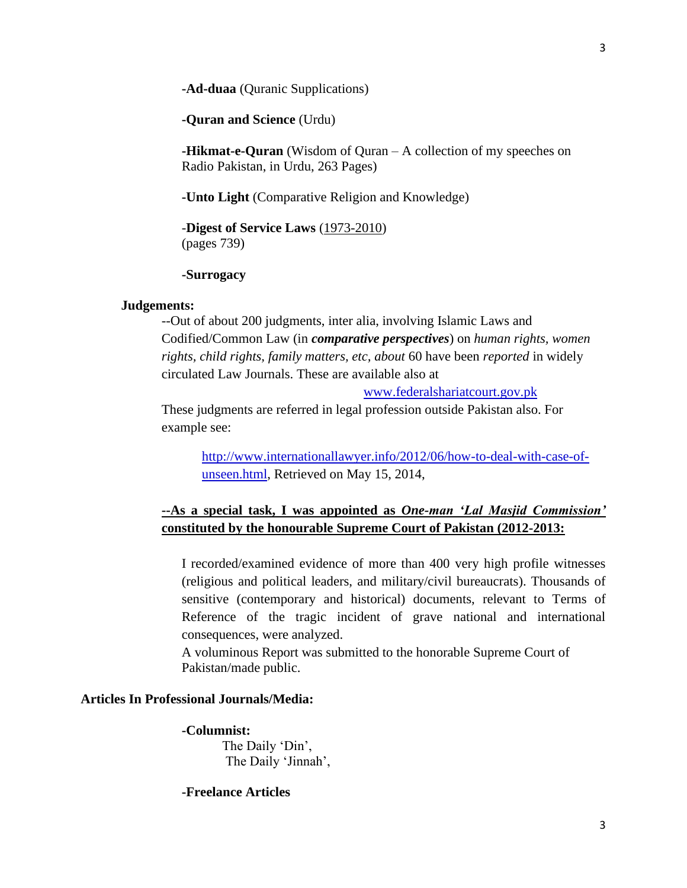**-Ad-duaa** (Quranic Supplications)

**-Quran and Science** (Urdu)

**-Hikmat-e-Quran** (Wisdom of Quran – A collection of my speeches on Radio Pakistan, in Urdu, 263 Pages)

**-Unto Light** (Comparative Religion and Knowledge)

-**Digest of Service Laws** (1973-2010)
(pages 739)

**-Surrogacy**

**Judgements:**

--Out of about 200 judgments, inter alia, involving Islamic Laws and Codified/Common Law (in ***comparative perspectives***) on *human rights, women rights, child rights, family matters, etc, about* 60 have been *reported* in widely circulated Law Journals. These are available also at

www.federalshariatcourt.gov.pk

These judgments are referred in legal profession outside Pakistan also. For example see:

http://www.internationallawyer.info/2012/06/how-to-deal-with-case-of-unseen.html, Retrieved on May 15, 2014,

**--As a special task, I was appointed as *One-man 'Lal Masjid Commission'* constituted by the honourable Supreme Court of Pakistan (2012-2013:**

I recorded/examined evidence of more than 400 very high profile witnesses (religious and political leaders, and military/civil bureaucrats). Thousands of sensitive (contemporary and historical) documents, relevant to Terms of Reference of the tragic incident of grave national and international consequences, were analyzed.

A voluminous Report was submitted to the honorable Supreme Court of Pakistan/made public.

**Articles In Professional Journals/Media:**

**-Columnist:**

The Daily 'Din',
The Daily 'Jinnah',

**-Freelance Articles**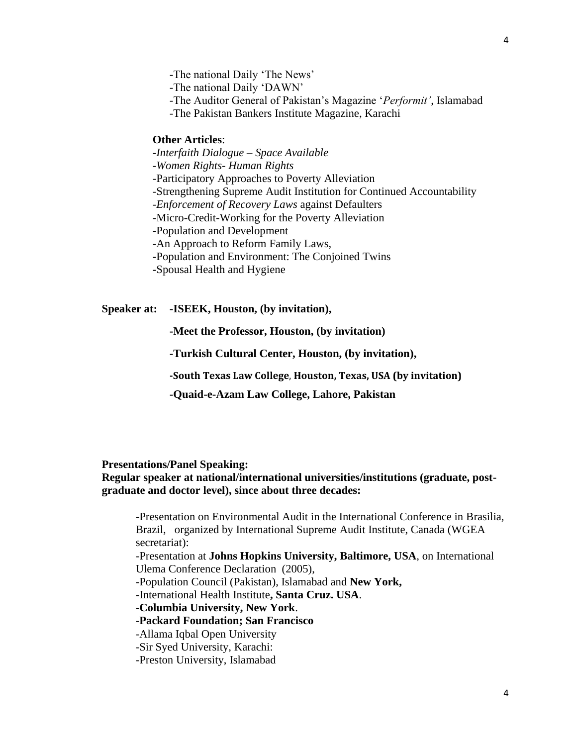-The national Daily 'The News'
-The national Daily 'DAWN'
-The Auditor General of Pakistan's Magazine '*Performit'*, Islamabad
-The Pakistan Bankers Institute Magazine, Karachi

**Other Articles**:
-*Interfaith Dialogue – Space Available*
-*Women Rights- Human Rights*
-Participatory Approaches to Poverty Alleviation
-Strengthening Supreme Audit Institution for Continued Accountability
-*Enforcement of Recovery Laws* against Defaulters
-Micro-Credit-Working for the Poverty Alleviation
-Population and Development
-An Approach to Reform Family Laws,
-Population and Environment: The Conjoined Twins
-Spousal Health and Hygiene

**Speaker at: -ISEEK, Houston, (by invitation),**

**-Meet the Professor, Houston, (by invitation)**

**-Turkish Cultural Center, Houston, (by invitation),**

**-South Texas Law College, Houston, Texas, USA (by invitation)**

**-Quaid-e-Azam Law College, Lahore, Pakistan**

**Presentations/Panel Speaking:**
**Regular speaker at national/international universities/institutions (graduate, post-graduate and doctor level), since about three decades:**

-Presentation on Environmental Audit in the International Conference in Brasilia, Brazil, organized by International Supreme Audit Institute, Canada (WGEA secretariat):
-Presentation at **Johns Hopkins University, Baltimore, USA**, on International Ulema Conference Declaration (2005),
-Population Council (Pakistan), Islamabad and **New York,**
-International Health Institute**, Santa Cruz. USA**.
-**Columbia University, New York**.
-**Packard Foundation; San Francisco**
-Allama Iqbal Open University
-Sir Syed University, Karachi:
-Preston University, Islamabad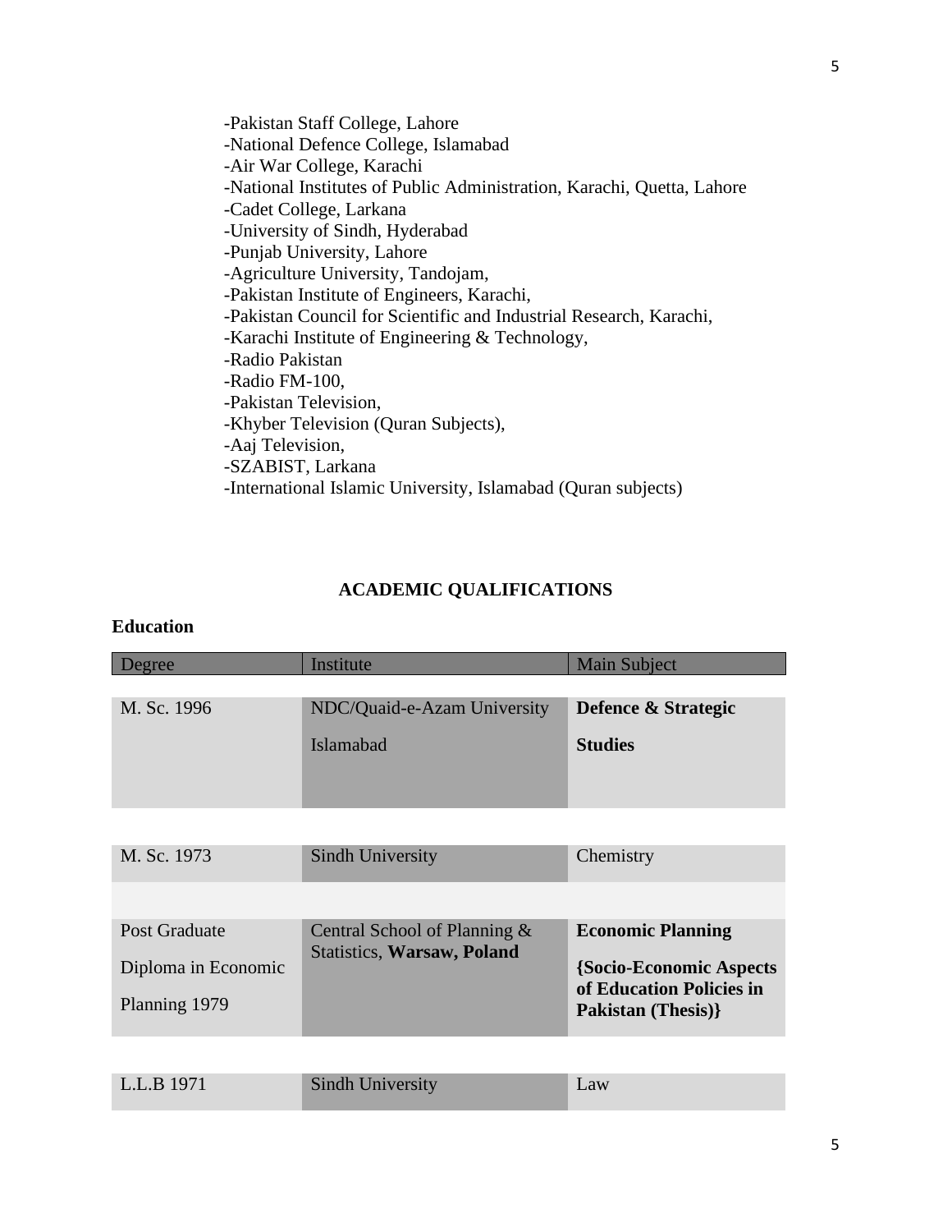-Pakistan Staff College, Lahore
-National Defence College, Islamabad
-Air War College, Karachi
-National Institutes of Public Administration, Karachi, Quetta, Lahore
-Cadet College, Larkana
-University of Sindh, Hyderabad
-Punjab University, Lahore
-Agriculture University, Tandojam,
-Pakistan Institute of Engineers, Karachi,
-Pakistan Council for Scientific and Industrial Research, Karachi,
-Karachi Institute of Engineering & Technology,
-Radio Pakistan
-Radio FM-100,
-Pakistan Television,
-Khyber Television (Quran Subjects),
-Aaj Television,
-SZABIST, Larkana
-International Islamic University, Islamabad (Quran subjects)

## ACADEMIC QUALIFICATIONS

**Education**

| Degree | Institute | Main Subject |
|---|---|---|
| M. Sc. 1996 | NDC/Quaid-e-Azam University Islamabad | **Defence & Strategic Studies** |
| M. Sc. 1973 | Sindh University | Chemistry |
| Post Graduate Diploma in Economic Planning 1979 | Central School of Planning & Statistics, **Warsaw, Poland** | **Economic Planning {Socio-Economic Aspects of Education Policies in Pakistan (Thesis)}** |
| L.L.B 1971 | Sindh University | Law |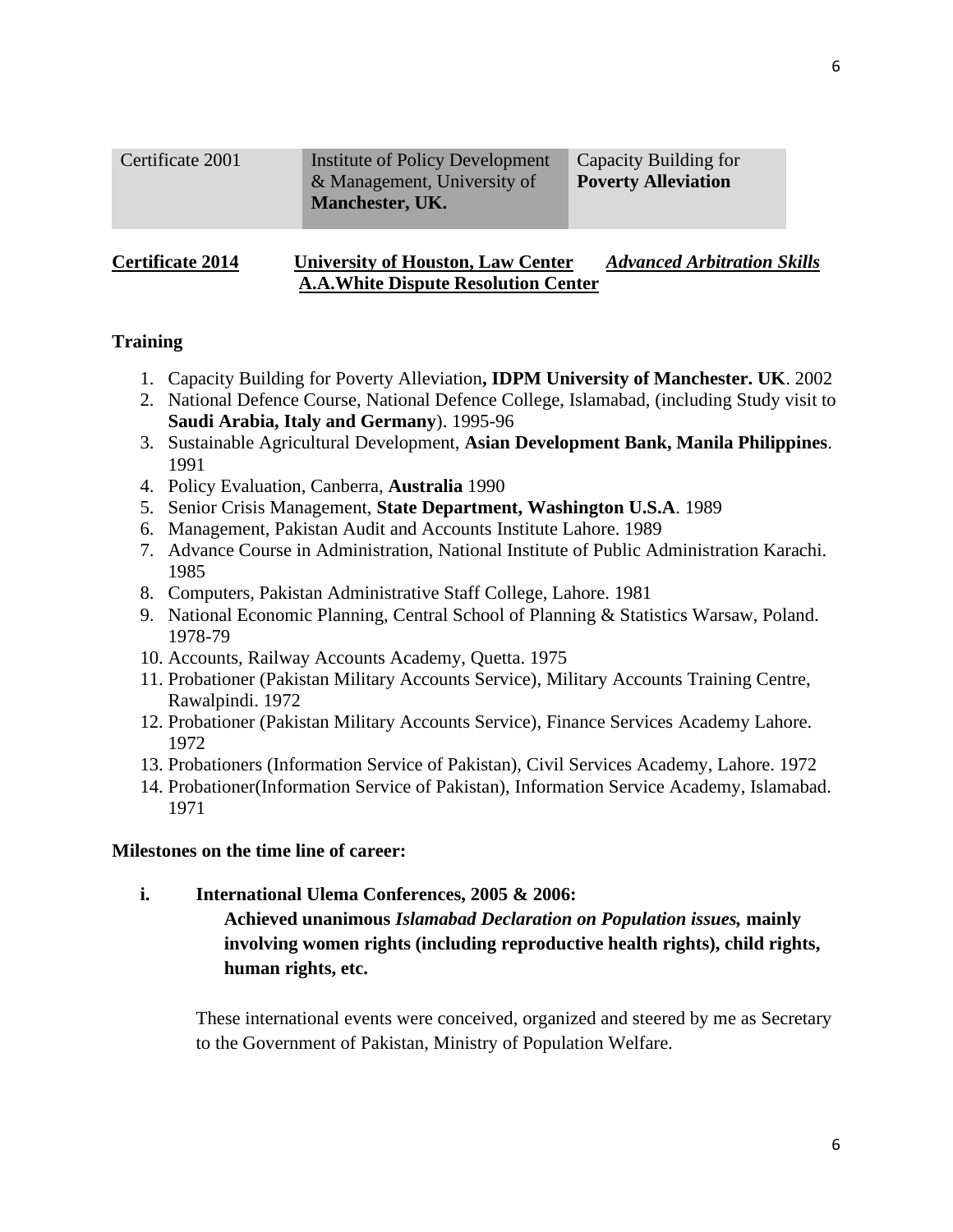| | | |
|---|---|---|
| Certificate 2001 | Institute of Policy Development & Management, University of **Manchester, UK.** | Capacity Building for **Poverty Alleviation** |

| | | |
|---|---|---|
| **Certificate 2014** | **University of Houston, Law Center A.A.White Dispute Resolution Center** | ***Advanced Arbitration Skills*** |

**Training**

1. Capacity Building for Poverty Alleviation**, IDPM University of Manchester. UK**. 2002
2. National Defence Course, National Defence College, Islamabad, (including Study visit to **Saudi Arabia, Italy and Germany**). 1995-96
3. Sustainable Agricultural Development, **Asian Development Bank, Manila Philippines**. 1991
4. Policy Evaluation, Canberra, **Australia** 1990
5. Senior Crisis Management, **State Department, Washington U.S.A**. 1989
6. Management, Pakistan Audit and Accounts Institute Lahore. 1989
7. Advance Course in Administration, National Institute of Public Administration Karachi. 1985
8. Computers, Pakistan Administrative Staff College, Lahore. 1981
9. National Economic Planning, Central School of Planning & Statistics Warsaw, Poland. 1978-79
10. Accounts, Railway Accounts Academy, Quetta. 1975
11. Probationer (Pakistan Military Accounts Service), Military Accounts Training Centre, Rawalpindi. 1972
12. Probationer (Pakistan Military Accounts Service), Finance Services Academy Lahore. 1972
13. Probationers (Information Service of Pakistan), Civil Services Academy, Lahore. 1972
14. Probationer(Information Service of Pakistan), Information Service Academy, Islamabad. 1971

**Milestones on the time line of career:**

i. **International Ulema Conferences, 2005 & 2006:**

**Achieved unanimous *Islamabad Declaration on Population issues,* mainly involving women rights (including reproductive health rights), child rights, human rights, etc.**

These international events were conceived, organized and steered by me as Secretary to the Government of Pakistan, Ministry of Population Welfare.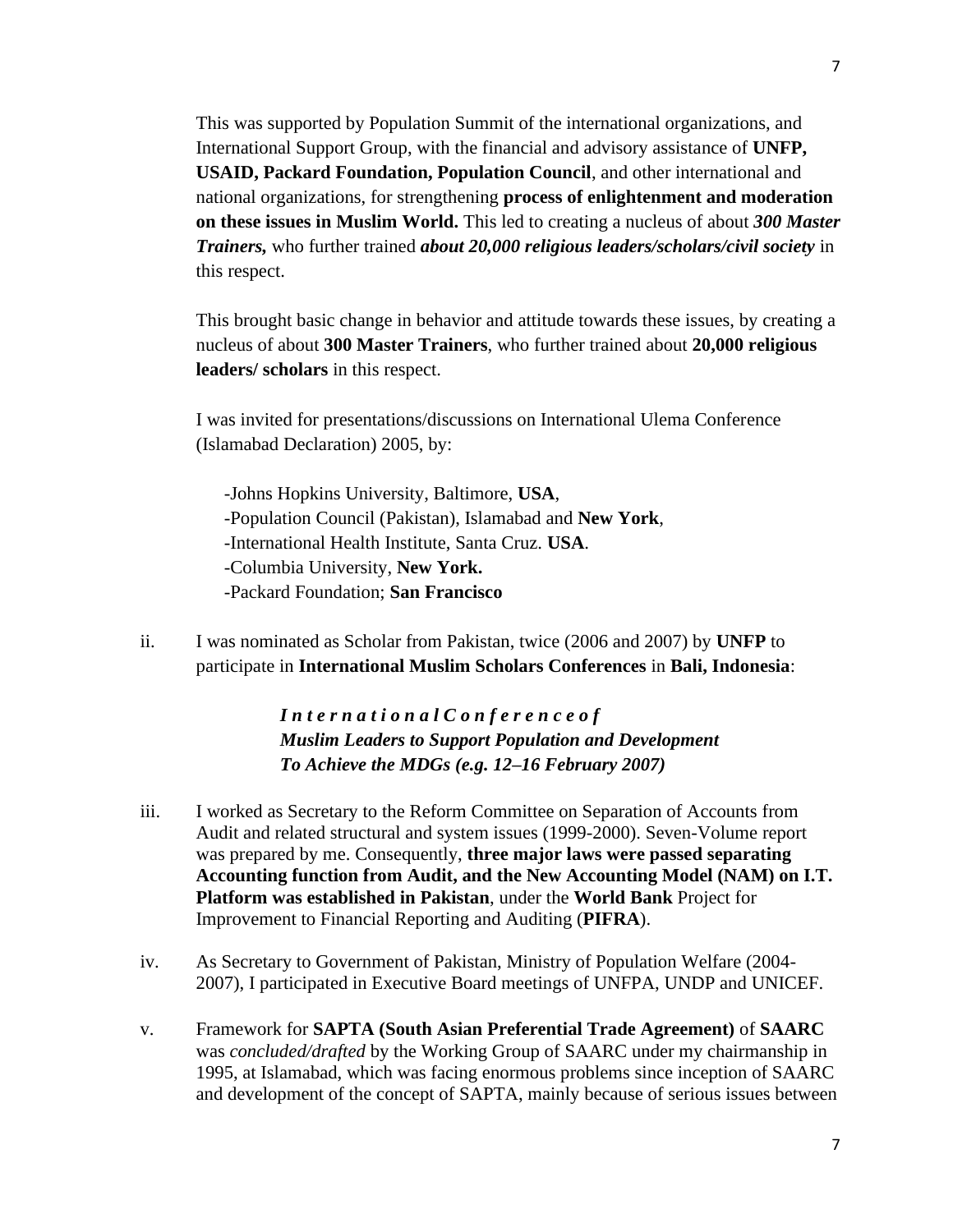This was supported by Population Summit of the international organizations, and International Support Group, with the financial and advisory assistance of **UNFP, USAID, Packard Foundation, Population Council**, and other international and national organizations, for strengthening **process of enlightenment and moderation on these issues in Muslim World.** This led to creating a nucleus of about ***300 Master Trainers,*** who further trained ***about 20,000 religious leaders/scholars/civil society*** in this respect.

This brought basic change in behavior and attitude towards these issues, by creating a nucleus of about **300 Master Trainers**, who further trained about **20,000 religious leaders/ scholars** in this respect.

I was invited for presentations/discussions on International Ulema Conference (Islamabad Declaration) 2005, by:

-Johns Hopkins University, Baltimore, **USA**,
-Population Council (Pakistan), Islamabad and **New York**,
-International Health Institute, Santa Cruz. **USA**.
-Columbia University, **New York.**
-Packard Foundation; **San Francisco**

ii. I was nominated as Scholar from Pakistan, twice (2006 and 2007) by **UNFP** to participate in **International Muslim Scholars Conferences** in **Bali, Indonesia**:

> ***I n t e r n a t i o n a l C o n f e r e n c e o f***
> ***Muslim Leaders to Support Population and Development***
> ***To Achieve the MDGs (e.g. 12–16 February 2007)***

iii. I worked as Secretary to the Reform Committee on Separation of Accounts from Audit and related structural and system issues (1999-2000). Seven-Volume report was prepared by me. Consequently, **three major laws were passed separating Accounting function from Audit, and the New Accounting Model (NAM) on I.T. Platform was established in Pakistan**, under the **World Bank** Project for Improvement to Financial Reporting and Auditing (**PIFRA**).

iv. As Secretary to Government of Pakistan, Ministry of Population Welfare (2004-2007), I participated in Executive Board meetings of UNFPA, UNDP and UNICEF.

v. Framework for **SAPTA (South Asian Preferential Trade Agreement)** of **SAARC** was *concluded/drafted* by the Working Group of SAARC under my chairmanship in 1995, at Islamabad, which was facing enormous problems since inception of SAARC and development of the concept of SAPTA, mainly because of serious issues between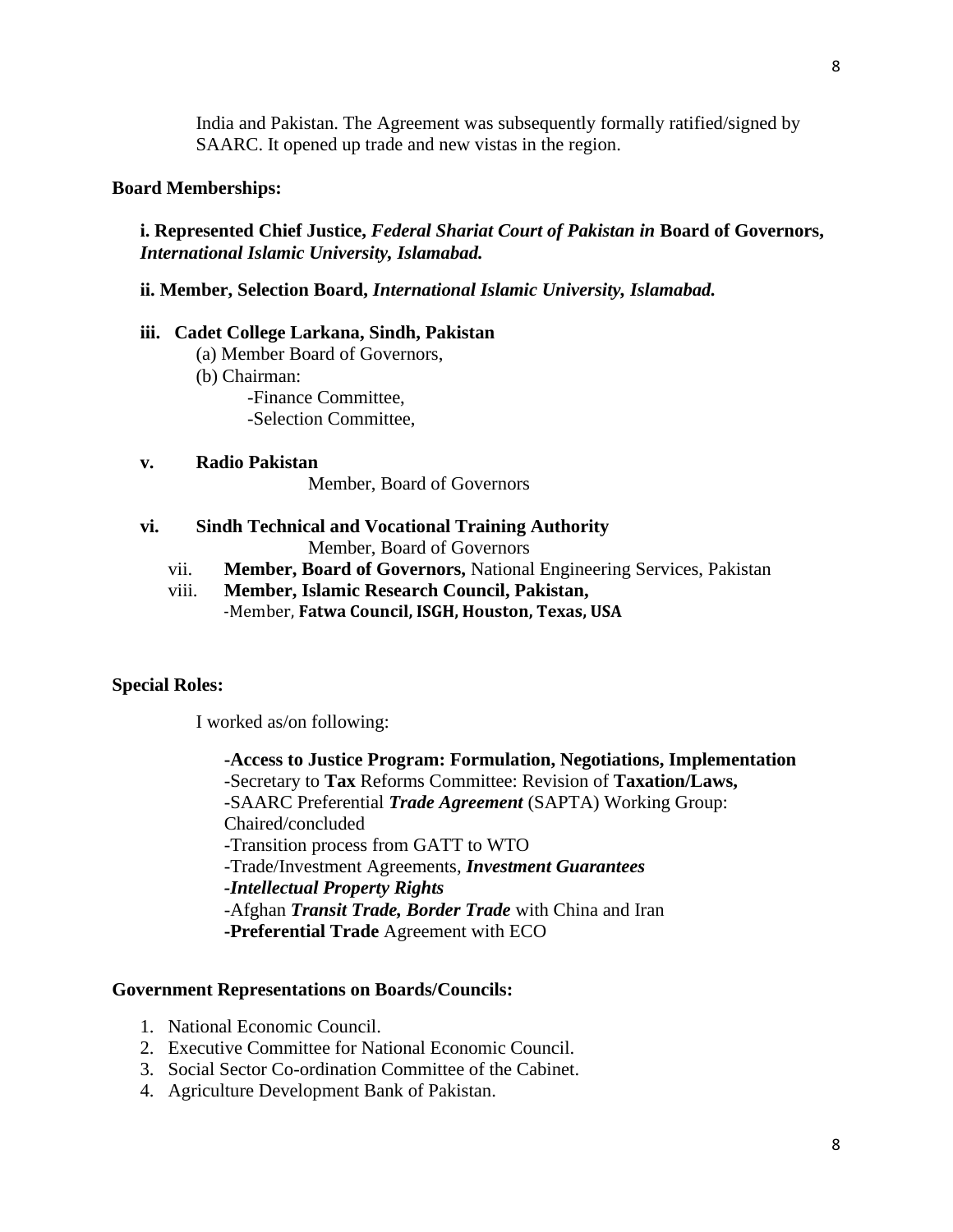India and Pakistan. The Agreement was subsequently formally ratified/signed by SAARC. It opened up trade and new vistas in the region.

**Board Memberships:**

**i. Represented Chief Justice,** ***Federal Shariat Court of Pakistan in*** **Board of Governors,** ***International Islamic University, Islamabad.***

**ii. Member, Selection Board,** ***International Islamic University, Islamabad.***

**iii. Cadet College Larkana, Sindh, Pakistan**

(a) Member Board of Governors,

(b) Chairman:

-Finance Committee,

-Selection Committee,

**v. Radio Pakistan**

Member, Board of Governors

**vi. Sindh Technical and Vocational Training Authority**

Member, Board of Governors

vii. **Member, Board of Governors,** National Engineering Services, Pakistan

viii. **Member, Islamic Research Council, Pakistan,**

-Member, **Fatwa Council, ISGH, Houston, Texas, USA**

**Special Roles:**

I worked as/on following:

**-Access to Justice Program: Formulation, Negotiations, Implementation**

-Secretary to **Tax** Reforms Committee: Revision of **Taxation/Laws,**

-SAARC Preferential ***Trade Agreement*** (SAPTA) Working Group: Chaired/concluded

-Transition process from GATT to WTO

-Trade/Investment Agreements, ***Investment Guarantees***

***-Intellectual Property Rights***

-Afghan ***Transit Trade, Border Trade*** with China and Iran

**-Preferential Trade** Agreement with ECO

**Government Representations on Boards/Councils:**

1. National Economic Council.
2. Executive Committee for National Economic Council.
3. Social Sector Co-ordination Committee of the Cabinet.
4. Agriculture Development Bank of Pakistan.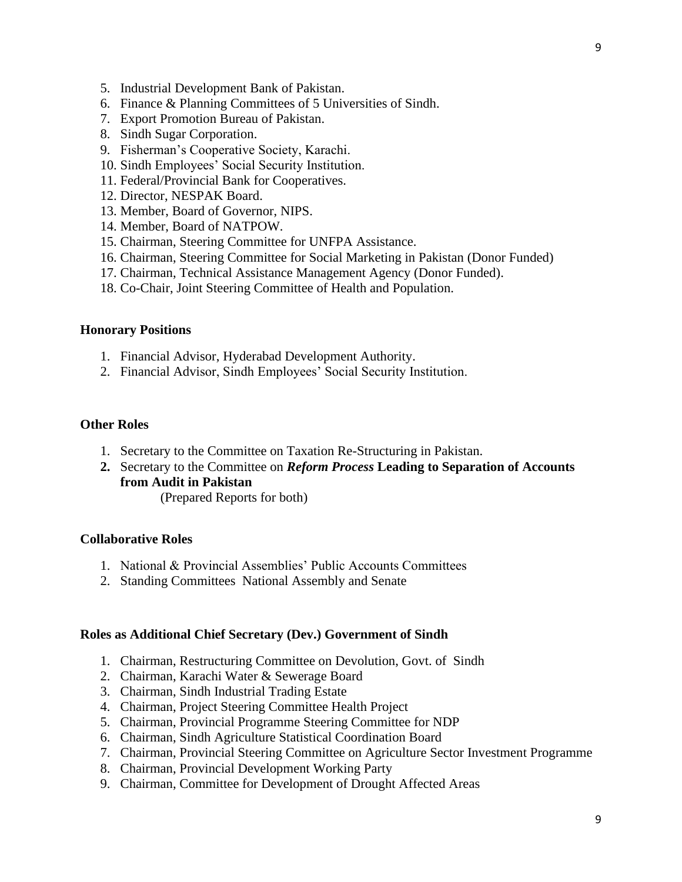5. Industrial Development Bank of Pakistan.
6. Finance & Planning Committees of 5 Universities of Sindh.
7. Export Promotion Bureau of Pakistan.
8. Sindh Sugar Corporation.
9. Fisherman's Cooperative Society, Karachi.
10. Sindh Employees' Social Security Institution.
11. Federal/Provincial Bank for Cooperatives.
12. Director, NESPAK Board.
13. Member, Board of Governor, NIPS.
14. Member, Board of NATPOW.
15. Chairman, Steering Committee for UNFPA Assistance.
16. Chairman, Steering Committee for Social Marketing in Pakistan (Donor Funded)
17. Chairman, Technical Assistance Management Agency (Donor Funded).
18. Co-Chair, Joint Steering Committee of Health and Population.

**Honorary Positions**

1. Financial Advisor, Hyderabad Development Authority.
2. Financial Advisor, Sindh Employees' Social Security Institution.

**Other Roles**

1. Secretary to the Committee on Taxation Re-Structuring in Pakistan.
2. Secretary to the Committee on ***Reform Process*** **Leading to Separation of Accounts from Audit in Pakistan**

   (Prepared Reports for both)

**Collaborative Roles**

1. National & Provincial Assemblies' Public Accounts Committees
2. Standing Committees National Assembly and Senate

**Roles as Additional Chief Secretary (Dev.) Government of Sindh**

1. Chairman, Restructuring Committee on Devolution, Govt. of Sindh
2. Chairman, Karachi Water & Sewerage Board
3. Chairman, Sindh Industrial Trading Estate
4. Chairman, Project Steering Committee Health Project
5. Chairman, Provincial Programme Steering Committee for NDP
6. Chairman, Sindh Agriculture Statistical Coordination Board
7. Chairman, Provincial Steering Committee on Agriculture Sector Investment Programme
8. Chairman, Provincial Development Working Party
9. Chairman, Committee for Development of Drought Affected Areas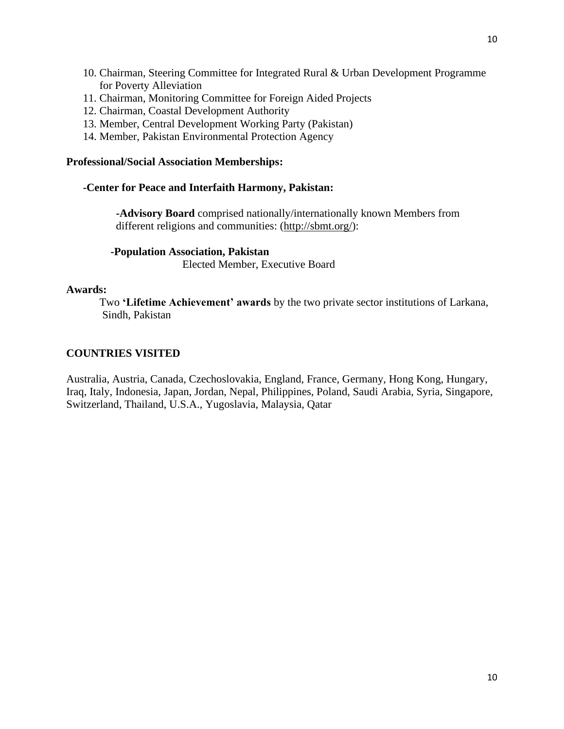10. Chairman, Steering Committee for Integrated Rural & Urban Development Programme for Poverty Alleviation
11. Chairman, Monitoring Committee for Foreign Aided Projects
12. Chairman, Coastal Development Authority
13. Member, Central Development Working Party (Pakistan)
14. Member, Pakistan Environmental Protection Agency

**Professional/Social Association Memberships:**

**-Center for Peace and Interfaith Harmony, Pakistan:**

**-Advisory Board** comprised nationally/internationally known Members from different religions and communities: (http://sbmt.org/):

**-Population Association, Pakistan**

Elected Member, Executive Board

**Awards:**

Two **'Lifetime Achievement' awards** by the two private sector institutions of Larkana, Sindh, Pakistan

**COUNTRIES VISITED**

Australia, Austria, Canada, Czechoslovakia, England, France, Germany, Hong Kong, Hungary, Iraq, Italy, Indonesia, Japan, Jordan, Nepal, Philippines, Poland, Saudi Arabia, Syria, Singapore, Switzerland, Thailand, U.S.A., Yugoslavia, Malaysia, Qatar